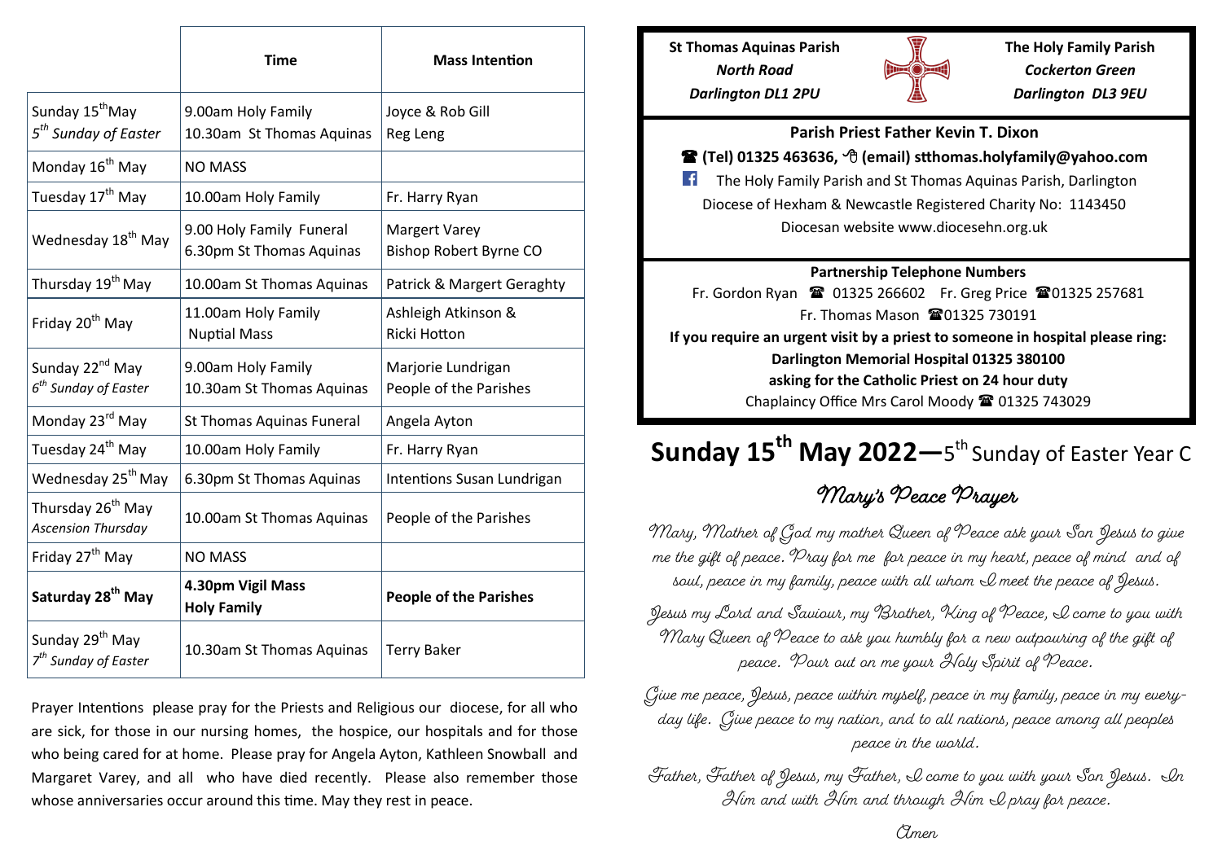| | Time | Mass Intention |
|---|---|---|
| Sunday 15th May<br>*5th Sunday of Easter* | 9.00am Holy Family<br>10.30am St Thomas Aquinas | Joyce & Rob Gill<br>Reg Leng |
| Monday 16th May | NO MASS | |
| Tuesday 17th May | 10.00am Holy Family | Fr. Harry Ryan |
| Wednesday 18th May | 9.00 Holy Family Funeral<br>6.30pm St Thomas Aquinas | Margert Varey<br>Bishop Robert Byrne CO |
| Thursday 19th May | 10.00am St Thomas Aquinas | Patrick & Margert Geraghty |
| Friday 20th May | 11.00am Holy Family<br>Nuptial Mass | Ashleigh Atkinson &<br>Ricki Hotton |
| Sunday 22nd May<br>*6th Sunday of Easter* | 9.00am Holy Family<br>10.30am St Thomas Aquinas | Marjorie Lundrigan<br>People of the Parishes |
| Monday 23rd May | St Thomas Aquinas Funeral | Angela Ayton |
| Tuesday 24th May | 10.00am Holy Family | Fr. Harry Ryan |
| Wednesday 25th May | 6.30pm St Thomas Aquinas | Intentions Susan Lundrigan |
| Thursday 26th May<br>*Ascension Thursday* | 10.00am St Thomas Aquinas | People of the Parishes |
| Friday 27th May | NO MASS | |
| **Saturday 28th May** | **4.30pm Vigil Mass<br>Holy Family** | **People of the Parishes** |
| Sunday 29th May<br>*7th Sunday of Easter* | 10.30am St Thomas Aquinas | Terry Baker |

Prayer Intentions please pray for the Priests and Religious our diocese, for all who are sick, for those in our nursing homes, the hospice, our hospitals and for those who being cared for at home. Please pray for Angela Ayton, Kathleen Snowball and Margaret Varey, and all who have died recently. Please also remember those whose anniversaries occur around this time. May they rest in peace.

**St Thomas Aquinas Parish**
***North Road***
***Darlington DL1 2PU***

**The Holy Family Parish**
***Cockerton Green***
***Darlington DL3 9EU***

**Parish Priest Father Kevin T. Dixon**

**☎ (Tel) 01325 463636, (email) stthomas.holyfamily@yahoo.com**

The Holy Family Parish and St Thomas Aquinas Parish, Darlington

Diocese of Hexham & Newcastle Registered Charity No: 1143450

Diocesan website www.diocesehn.org.uk

**Partnership Telephone Numbers**

Fr. Gordon Ryan ☎ 01325 266602 Fr. Greg Price ☎ 01325 257681

Fr. Thomas Mason ☎ 01325 730191

**If you require an urgent visit by a priest to someone in hospital please ring:**

**Darlington Memorial Hospital 01325 380100**

**asking for the Catholic Priest on 24 hour duty**

Chaplaincy Office Mrs Carol Moody ☎ 01325 743029

# Sunday 15th May 2022—5th Sunday of Easter Year C

## *Mary's Peace Prayer*

*Mary, Mother of God my mother Queen of Peace ask your Son Jesus to give me the gift of peace. Pray for me for peace in my heart, peace of mind and of soul, peace in my family, peace with all whom I meet the peace of Jesus.*

*Jesus my Lord and Saviour, my Brother, King of Peace, I come to you with Mary Queen of Peace to ask you humbly for a new outpouring of the gift of peace. Pour out on me your Holy Spirit of Peace.*

*Give me peace, Jesus, peace within myself, peace in my family, peace in my everyday life. Give peace to my nation, and to all nations, peace among all peoples peace in the world.*

*Father, Father of Jesus, my Father, I come to you with your Son Jesus. In Him and with Him and through Him I pray for peace.*

*Amen*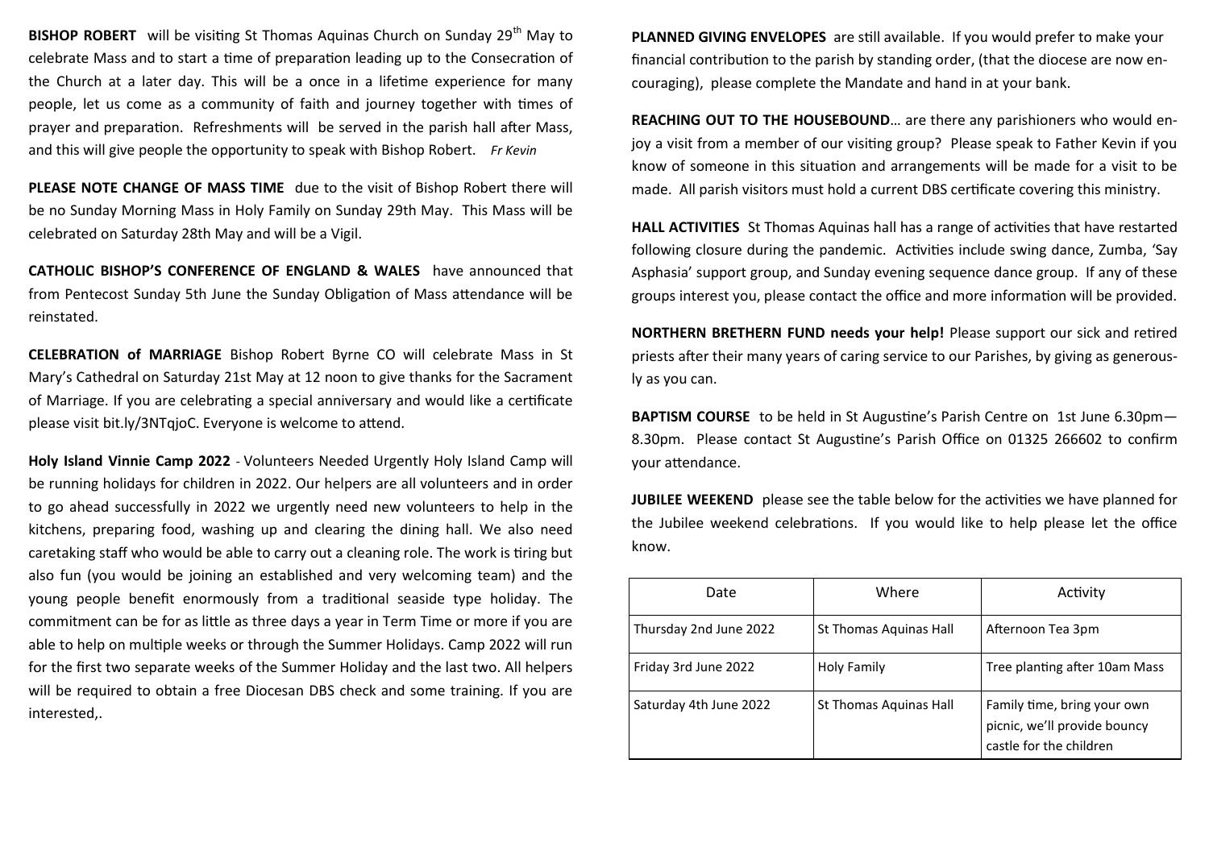**BISHOP ROBERT** will be visiting St Thomas Aquinas Church on Sunday 29th May to celebrate Mass and to start a time of preparation leading up to the Consecration of the Church at a later day. This will be a once in a lifetime experience for many people, let us come as a community of faith and journey together with times of prayer and preparation. Refreshments will be served in the parish hall after Mass, and this will give people the opportunity to speak with Bishop Robert. *Fr Kevin*

**PLEASE NOTE CHANGE OF MASS TIME** due to the visit of Bishop Robert there will be no Sunday Morning Mass in Holy Family on Sunday 29th May. This Mass will be celebrated on Saturday 28th May and will be a Vigil.

**CATHOLIC BISHOP'S CONFERENCE OF ENGLAND & WALES** have announced that from Pentecost Sunday 5th June the Sunday Obligation of Mass attendance will be reinstated.

**CELEBRATION of MARRIAGE** Bishop Robert Byrne CO will celebrate Mass in St Mary's Cathedral on Saturday 21st May at 12 noon to give thanks for the Sacrament of Marriage. If you are celebrating a special anniversary and would like a certificate please visit bit.ly/3NTqjoC. Everyone is welcome to attend.

**Holy Island Vinnie Camp 2022** - Volunteers Needed Urgently Holy Island Camp will be running holidays for children in 2022. Our helpers are all volunteers and in order to go ahead successfully in 2022 we urgently need new volunteers to help in the kitchens, preparing food, washing up and clearing the dining hall. We also need caretaking staff who would be able to carry out a cleaning role. The work is tiring but also fun (you would be joining an established and very welcoming team) and the young people benefit enormously from a traditional seaside type holiday. The commitment can be for as little as three days a year in Term Time or more if you are able to help on multiple weeks or through the Summer Holidays. Camp 2022 will run for the first two separate weeks of the Summer Holiday and the last two. All helpers will be required to obtain a free Diocesan DBS check and some training. If you are interested,.

**PLANNED GIVING ENVELOPES** are still available. If you would prefer to make your financial contribution to the parish by standing order, (that the diocese are now encouraging), please complete the Mandate and hand in at your bank.

**REACHING OUT TO THE HOUSEBOUND**… are there any parishioners who would enjoy a visit from a member of our visiting group? Please speak to Father Kevin if you know of someone in this situation and arrangements will be made for a visit to be made. All parish visitors must hold a current DBS certificate covering this ministry.

**HALL ACTIVITIES** St Thomas Aquinas hall has a range of activities that have restarted following closure during the pandemic. Activities include swing dance, Zumba, 'Say Asphasia' support group, and Sunday evening sequence dance group. If any of these groups interest you, please contact the office and more information will be provided.

**NORTHERN BRETHERN FUND needs your help!** Please support our sick and retired priests after their many years of caring service to our Parishes, by giving as generously as you can.

**BAPTISM COURSE** to be held in St Augustine's Parish Centre on 1st June 6.30pm—8.30pm. Please contact St Augustine's Parish Office on 01325 266602 to confirm your attendance.

**JUBILEE WEEKEND** please see the table below for the activities we have planned for the Jubilee weekend celebrations. If you would like to help please let the office know.

| Date | Where | Activity |
|---|---|---|
| Thursday 2nd June 2022 | St Thomas Aquinas Hall | Afternoon Tea 3pm |
| Friday 3rd June 2022 | Holy Family | Tree planting after 10am Mass |
| Saturday 4th June 2022 | St Thomas Aquinas Hall | Family time, bring your own picnic, we'll provide bouncy castle for the children |